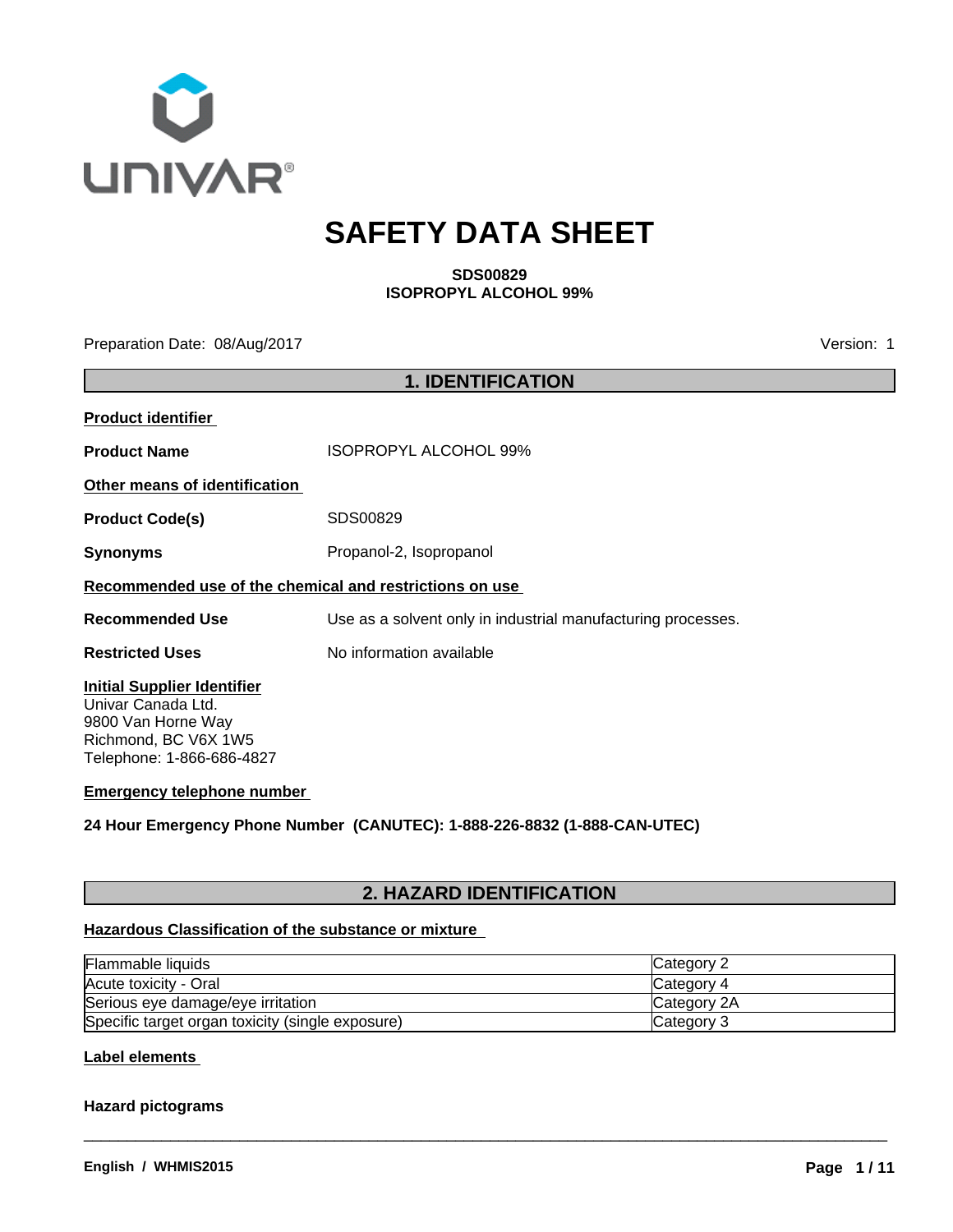# SAFETY DATA SHEET

**SDS00829**
**ISOPROPYL ALCOHOL 99%**

Preparation Date: 08/Aug/2017

Version: 1

## 1. IDENTIFICATION

**Product identifier**

**Product Name** ISOPROPYL ALCOHOL 99%

**Other means of identification**

**Product Code(s)** SDS00829

**Synonyms** Propanol-2, Isopropanol

**Recommended use of the chemical and restrictions on use**

**Recommended Use** Use as a solvent only in industrial manufacturing processes.

**Restricted Uses** No information available

**Initial Supplier Identifier**
Univar Canada Ltd.
9800 Van Horne Way
Richmond, BC V6X 1W5
Telephone: 1-866-686-4827

**Emergency telephone number**

**24 Hour Emergency Phone Number (CANUTEC): 1-888-226-8832 (1-888-CAN-UTEC)**

## 2. HAZARD IDENTIFICATION

**Hazardous Classification of the substance or mixture**

| Hazard class | Category |
|---|---|
| Flammable liquids | Category 2 |
| Acute toxicity - Oral | Category 4 |
| Serious eye damage/eye irritation | Category 2A |
| Specific target organ toxicity (single exposure) | Category 3 |

**Label elements**

**Hazard pictograms**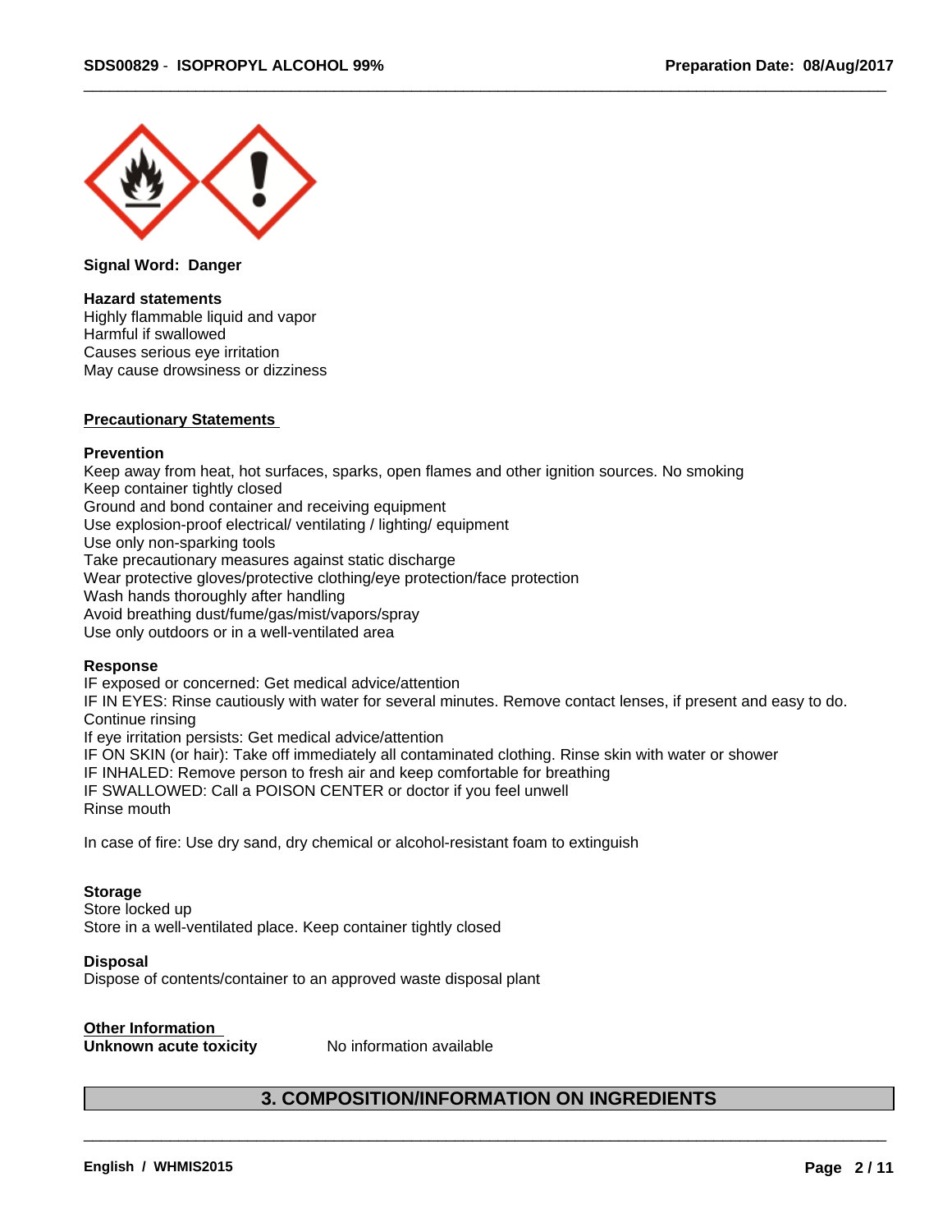**Signal Word: Danger**

**Hazard statements**
Highly flammable liquid and vapor
Harmful if swallowed
Causes serious eye irritation
May cause drowsiness or dizziness

**Precautionary Statements**

**Prevention**
Keep away from heat, hot surfaces, sparks, open flames and other ignition sources. No smoking
Keep container tightly closed
Ground and bond container and receiving equipment
Use explosion-proof electrical/ ventilating / lighting/ equipment
Use only non-sparking tools
Take precautionary measures against static discharge
Wear protective gloves/protective clothing/eye protection/face protection
Wash hands thoroughly after handling
Avoid breathing dust/fume/gas/mist/vapors/spray
Use only outdoors or in a well-ventilated area

**Response**
IF exposed or concerned: Get medical advice/attention
IF IN EYES: Rinse cautiously with water for several minutes. Remove contact lenses, if present and easy to do. Continue rinsing
If eye irritation persists: Get medical advice/attention
IF ON SKIN (or hair): Take off immediately all contaminated clothing. Rinse skin with water or shower
IF INHALED: Remove person to fresh air and keep comfortable for breathing
IF SWALLOWED: Call a POISON CENTER or doctor if you feel unwell
Rinse mouth

In case of fire: Use dry sand, dry chemical or alcohol-resistant foam to extinguish

**Storage**
Store locked up
Store in a well-ventilated place. Keep container tightly closed

**Disposal**
Dispose of contents/container to an approved waste disposal plant

**Other Information**

| | |
|---|---|
| **Unknown acute toxicity** | No information available |

## 3. COMPOSITION/INFORMATION ON INGREDIENTS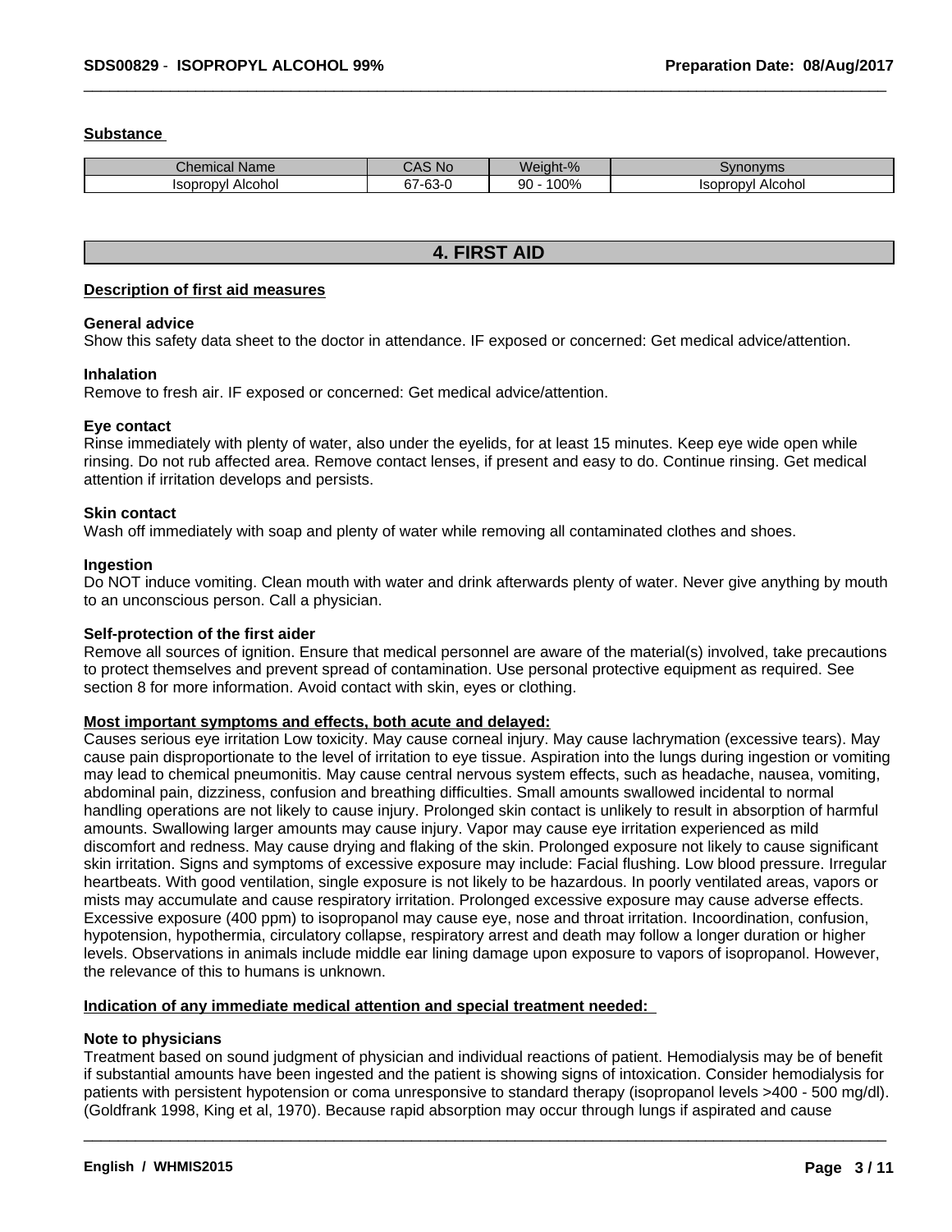**Substance**

| Chemical Name | CAS No | Weight-% | Synonyms |
| --- | --- | --- | --- |
| Isopropyl Alcohol | 67-63-0 | 90 - 100% | Isopropyl Alcohol |

## 4. FIRST AID

**Description of first aid measures**

**General advice**
Show this safety data sheet to the doctor in attendance. IF exposed or concerned: Get medical advice/attention.

**Inhalation**
Remove to fresh air. IF exposed or concerned: Get medical advice/attention.

**Eye contact**
Rinse immediately with plenty of water, also under the eyelids, for at least 15 minutes. Keep eye wide open while rinsing. Do not rub affected area. Remove contact lenses, if present and easy to do. Continue rinsing. Get medical attention if irritation develops and persists.

**Skin contact**
Wash off immediately with soap and plenty of water while removing all contaminated clothes and shoes.

**Ingestion**
Do NOT induce vomiting. Clean mouth with water and drink afterwards plenty of water. Never give anything by mouth to an unconscious person. Call a physician.

**Self-protection of the first aider**
Remove all sources of ignition. Ensure that medical personnel are aware of the material(s) involved, take precautions to protect themselves and prevent spread of contamination. Use personal protective equipment as required. See section 8 for more information. Avoid contact with skin, eyes or clothing.

**Most important symptoms and effects, both acute and delayed:**
Causes serious eye irritation Low toxicity. May cause corneal injury. May cause lachrymation (excessive tears). May cause pain disproportionate to the level of irritation to eye tissue. Aspiration into the lungs during ingestion or vomiting may lead to chemical pneumonitis. May cause central nervous system effects, such as headache, nausea, vomiting, abdominal pain, dizziness, confusion and breathing difficulties. Small amounts swallowed incidental to normal handling operations are not likely to cause injury. Prolonged skin contact is unlikely to result in absorption of harmful amounts. Swallowing larger amounts may cause injury. Vapor may cause eye irritation experienced as mild discomfort and redness. May cause drying and flaking of the skin. Prolonged exposure not likely to cause significant skin irritation. Signs and symptoms of excessive exposure may include: Facial flushing. Low blood pressure. Irregular heartbeats. With good ventilation, single exposure is not likely to be hazardous. In poorly ventilated areas, vapors or mists may accumulate and cause respiratory irritation. Prolonged excessive exposure may cause adverse effects. Excessive exposure (400 ppm) to isopropanol may cause eye, nose and throat irritation. Incoordination, confusion, hypotension, hypothermia, circulatory collapse, respiratory arrest and death may follow a longer duration or higher levels. Observations in animals include middle ear lining damage upon exposure to vapors of isopropanol. However, the relevance of this to humans is unknown.

**Indication of any immediate medical attention and special treatment needed:**

**Note to physicians**
Treatment based on sound judgment of physician and individual reactions of patient. Hemodialysis may be of benefit if substantial amounts have been ingested and the patient is showing signs of intoxication. Consider hemodialysis for patients with persistent hypotension or coma unresponsive to standard therapy (isopropanol levels >400 - 500 mg/dl). (Goldfrank 1998, King et al, 1970). Because rapid absorption may occur through lungs if aspirated and cause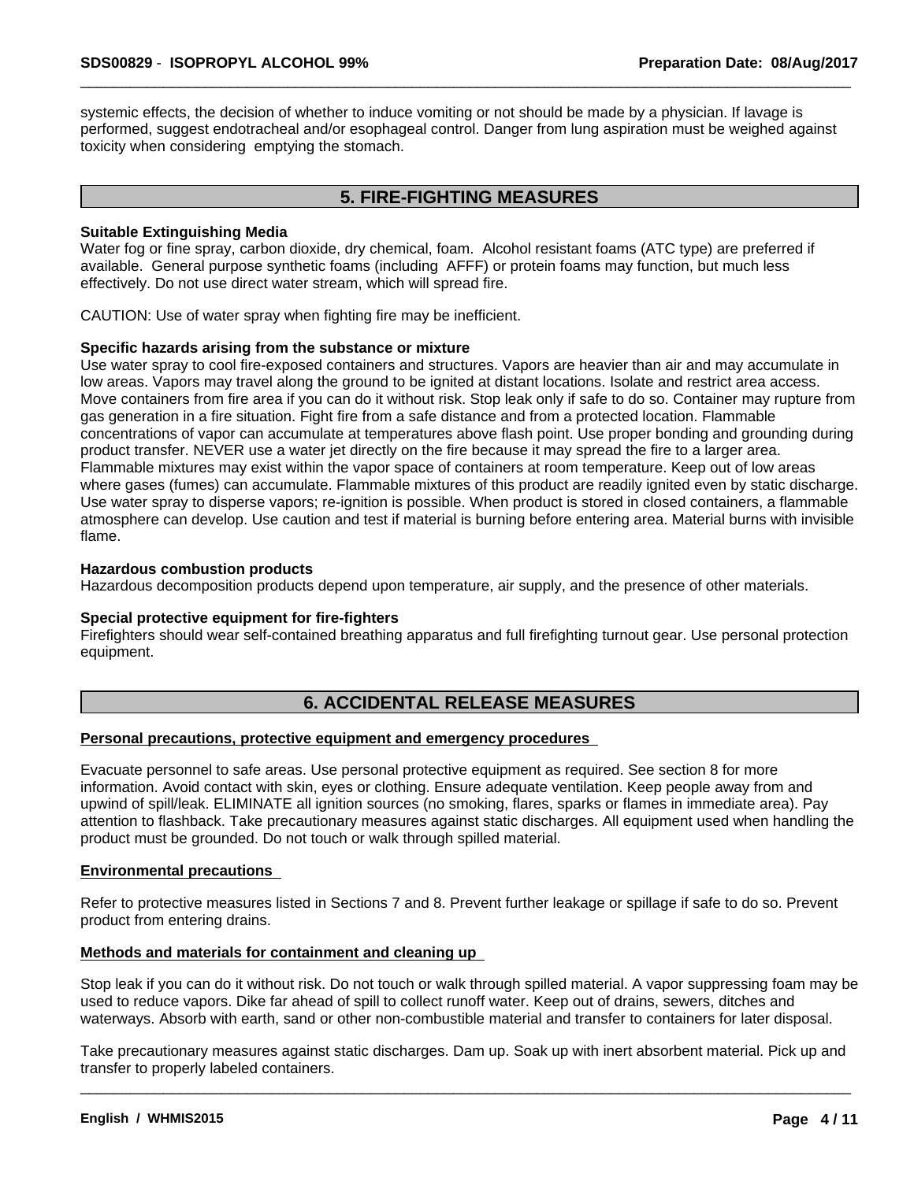systemic effects, the decision of whether to induce vomiting or not should be made by a physician. If lavage is performed, suggest endotracheal and/or esophageal control. Danger from lung aspiration must be weighed against toxicity when considering emptying the stomach.

## 5. FIRE-FIGHTING MEASURES

**Suitable Extinguishing Media**

Water fog or fine spray, carbon dioxide, dry chemical, foam. Alcohol resistant foams (ATC type) are preferred if available. General purpose synthetic foams (including AFFF) or protein foams may function, but much less effectively. Do not use direct water stream, which will spread fire.

CAUTION: Use of water spray when fighting fire may be inefficient.

**Specific hazards arising from the substance or mixture**

Use water spray to cool fire-exposed containers and structures. Vapors are heavier than air and may accumulate in low areas. Vapors may travel along the ground to be ignited at distant locations. Isolate and restrict area access. Move containers from fire area if you can do it without risk. Stop leak only if safe to do so. Container may rupture from gas generation in a fire situation. Fight fire from a safe distance and from a protected location. Flammable concentrations of vapor can accumulate at temperatures above flash point. Use proper bonding and grounding during product transfer. NEVER use a water jet directly on the fire because it may spread the fire to a larger area. Flammable mixtures may exist within the vapor space of containers at room temperature. Keep out of low areas where gases (fumes) can accumulate. Flammable mixtures of this product are readily ignited even by static discharge. Use water spray to disperse vapors; re-ignition is possible. When product is stored in closed containers, a flammable atmosphere can develop. Use caution and test if material is burning before entering area. Material burns with invisible flame.

**Hazardous combustion products**

Hazardous decomposition products depend upon temperature, air supply, and the presence of other materials.

**Special protective equipment for fire-fighters**

Firefighters should wear self-contained breathing apparatus and full firefighting turnout gear. Use personal protection equipment.

## 6. ACCIDENTAL RELEASE MEASURES

**Personal precautions, protective equipment and emergency procedures**

Evacuate personnel to safe areas. Use personal protective equipment as required. See section 8 for more information. Avoid contact with skin, eyes or clothing. Ensure adequate ventilation. Keep people away from and upwind of spill/leak. ELIMINATE all ignition sources (no smoking, flares, sparks or flames in immediate area). Pay attention to flashback. Take precautionary measures against static discharges. All equipment used when handling the product must be grounded. Do not touch or walk through spilled material.

**Environmental precautions**

Refer to protective measures listed in Sections 7 and 8. Prevent further leakage or spillage if safe to do so. Prevent product from entering drains.

**Methods and materials for containment and cleaning up**

Stop leak if you can do it without risk. Do not touch or walk through spilled material. A vapor suppressing foam may be used to reduce vapors. Dike far ahead of spill to collect runoff water. Keep out of drains, sewers, ditches and waterways. Absorb with earth, sand or other non-combustible material and transfer to containers for later disposal.

Take precautionary measures against static discharges. Dam up. Soak up with inert absorbent material. Pick up and transfer to properly labeled containers.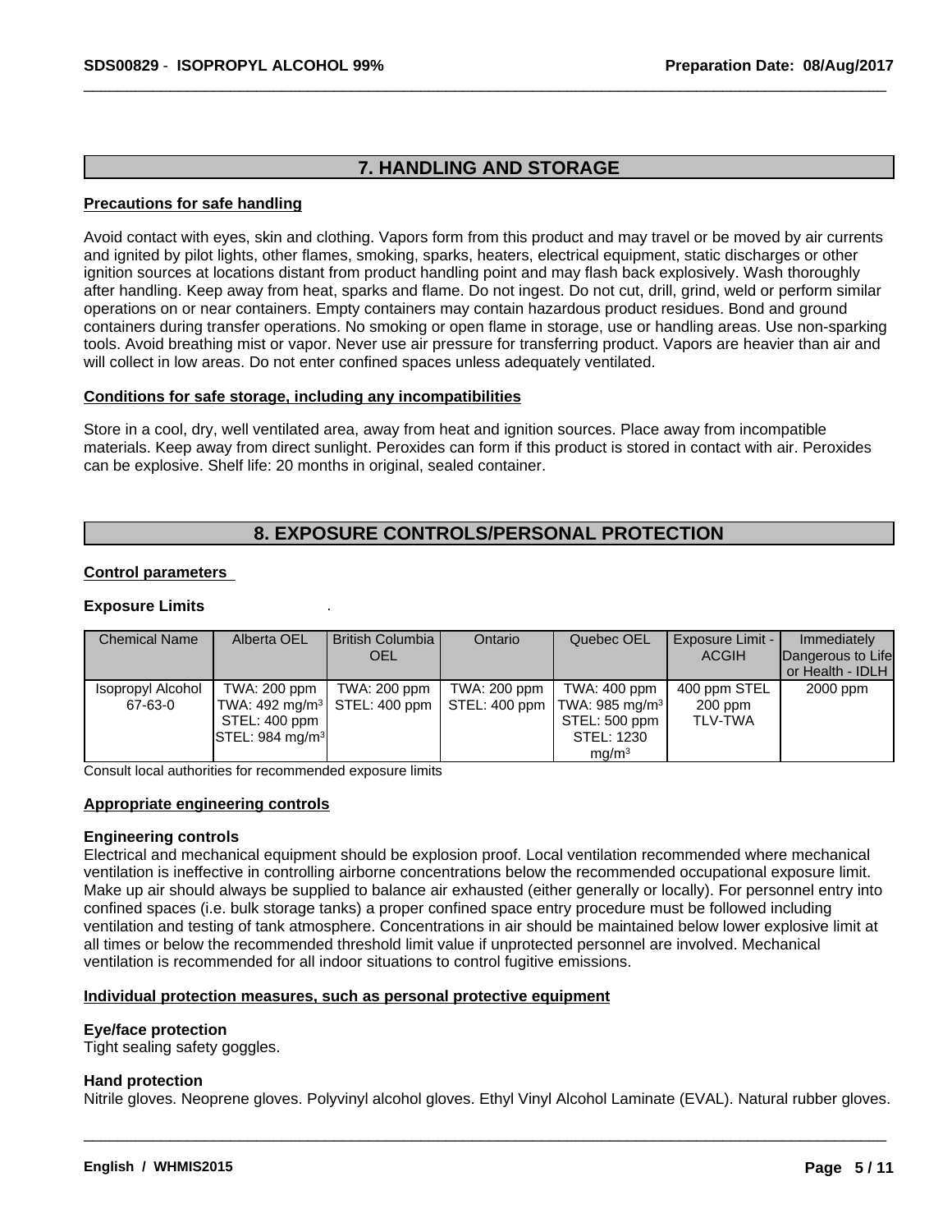## 7. HANDLING AND STORAGE

**Precautions for safe handling**

Avoid contact with eyes, skin and clothing. Vapors form from this product and may travel or be moved by air currents and ignited by pilot lights, other flames, smoking, sparks, heaters, electrical equipment, static discharges or other ignition sources at locations distant from product handling point and may flash back explosively. Wash thoroughly after handling. Keep away from heat, sparks and flame. Do not ingest. Do not cut, drill, grind, weld or perform similar operations on or near containers. Empty containers may contain hazardous product residues. Bond and ground containers during transfer operations. No smoking or open flame in storage, use or handling areas. Use non-sparking tools. Avoid breathing mist or vapor. Never use air pressure for transferring product. Vapors are heavier than air and will collect in low areas. Do not enter confined spaces unless adequately ventilated.

**Conditions for safe storage, including any incompatibilities**

Store in a cool, dry, well ventilated area, away from heat and ignition sources. Place away from incompatible materials. Keep away from direct sunlight. Peroxides can form if this product is stored in contact with air. Peroxides can be explosive. Shelf life: 20 months in original, sealed container.

## 8. EXPOSURE CONTROLS/PERSONAL PROTECTION

**Control parameters**

**Exposure Limits**

| Chemical Name | Alberta OEL | British Columbia OEL | Ontario | Quebec OEL | Exposure Limit - ACGIH | Immediately Dangerous to Life or Health - IDLH |
|---|---|---|---|---|---|---|
| Isopropyl Alcohol 67-63-0 | TWA: 200 ppm TWA: 492 $mg/m^3$ STEL: 400 ppm STEL: 984 $mg/m^3$ | TWA: 200 ppm STEL: 400 ppm | TWA: 200 ppm STEL: 400 ppm | TWA: 400 ppm TWA: 985 $mg/m^3$ STEL: 500 ppm STEL: 1230 $mg/m^3$ | 400 ppm STEL 200 ppm TLV-TWA | 2000 ppm |

Consult local authorities for recommended exposure limits

**Appropriate engineering controls**

**Engineering controls**
Electrical and mechanical equipment should be explosion proof. Local ventilation recommended where mechanical ventilation is ineffective in controlling airborne concentrations below the recommended occupational exposure limit. Make up air should always be supplied to balance air exhausted (either generally or locally). For personnel entry into confined spaces (i.e. bulk storage tanks) a proper confined space entry procedure must be followed including ventilation and testing of tank atmosphere. Concentrations in air should be maintained below lower explosive limit at all times or below the recommended threshold limit value if unprotected personnel are involved. Mechanical ventilation is recommended for all indoor situations to control fugitive emissions.

**Individual protection measures, such as personal protective equipment**

**Eye/face protection**
Tight sealing safety goggles.

**Hand protection**
Nitrile gloves. Neoprene gloves. Polyvinyl alcohol gloves. Ethyl Vinyl Alcohol Laminate (EVAL). Natural rubber gloves.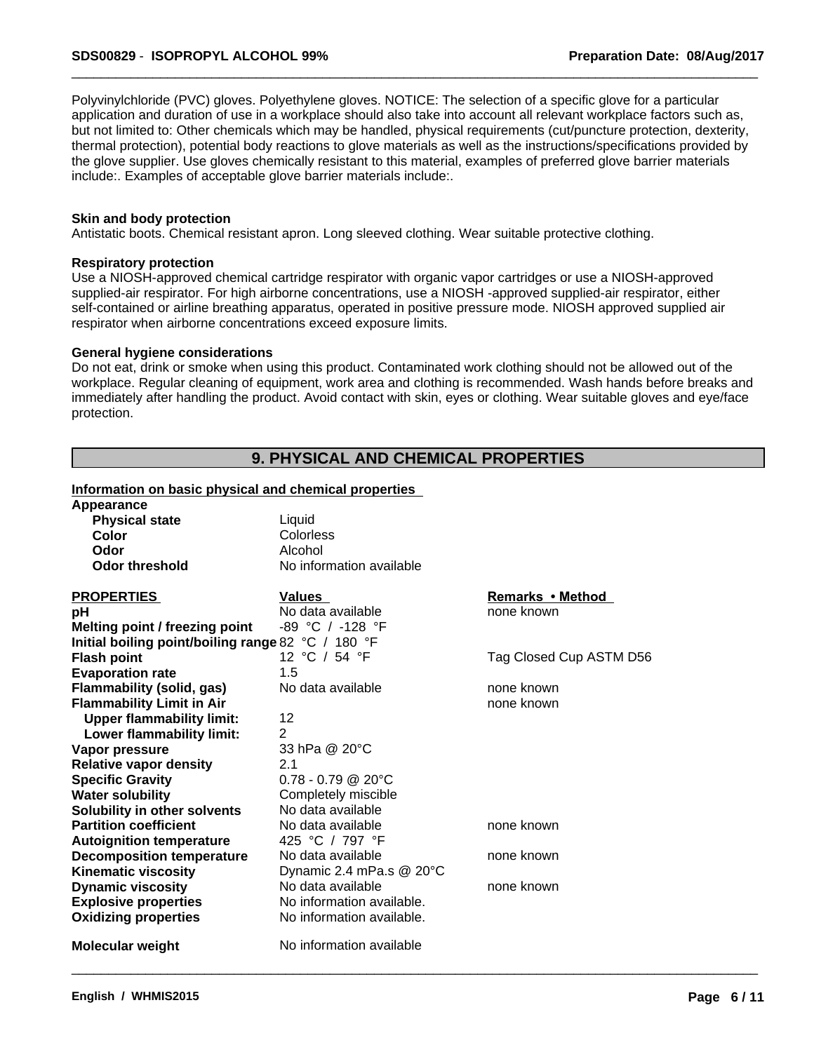Polyvinylchloride (PVC) gloves. Polyethylene gloves. NOTICE: The selection of a specific glove for a particular application and duration of use in a workplace should also take into account all relevant workplace factors such as, but not limited to: Other chemicals which may be handled, physical requirements (cut/puncture protection, dexterity, thermal protection), potential body reactions to glove materials as well as the instructions/specifications provided by the glove supplier. Use gloves chemically resistant to this material, examples of preferred glove barrier materials include:. Examples of acceptable glove barrier materials include:.

**Skin and body protection**
Antistatic boots. Chemical resistant apron. Long sleeved clothing. Wear suitable protective clothing.

**Respiratory protection**
Use a NIOSH-approved chemical cartridge respirator with organic vapor cartridges or use a NIOSH-approved supplied-air respirator. For high airborne concentrations, use a NIOSH -approved supplied-air respirator, either self-contained or airline breathing apparatus, operated in positive pressure mode. NIOSH approved supplied air respirator when airborne concentrations exceed exposure limits.

**General hygiene considerations**
Do not eat, drink or smoke when using this product. Contaminated work clothing should not be allowed out of the workplace. Regular cleaning of equipment, work area and clothing is recommended. Wash hands before breaks and immediately after handling the product. Avoid contact with skin, eyes or clothing. Wear suitable gloves and eye/face protection.

## 9. PHYSICAL AND CHEMICAL PROPERTIES

**Information on basic physical and chemical properties**

**Appearance**

| | |
|---|---|
| **Physical state** | Liquid |
| **Color** | Colorless |
| **Odor** | Alcohol |
| **Odor threshold** | No information available |

| PROPERTIES | Values | Remarks • Method |
|---|---|---|
| **pH** | No data available | none known |
| **Melting point / freezing point** | -89 °C / -128 °F | |
| **Initial boiling point/boiling range** | 82 °C / 180 °F | |
| **Flash point** | 12 °C / 54 °F | Tag Closed Cup ASTM D56 |
| **Evaporation rate** | 1.5 | |
| **Flammability (solid, gas)** | No data available | none known |
| **Flammability Limit in Air** | | none known |
| **Upper flammability limit:** | 12 | |
| **Lower flammability limit:** | 2 | |
| **Vapor pressure** | 33 hPa @ 20°C | |
| **Relative vapor density** | 2.1 | |
| **Specific Gravity** | 0.78 - 0.79 @ 20°C | |
| **Water solubility** | Completely miscible | |
| **Solubility in other solvents** | No data available | |
| **Partition coefficient** | No data available | none known |
| **Autoignition temperature** | 425 °C / 797 °F | |
| **Decomposition temperature** | No data available | none known |
| **Kinematic viscosity** | Dynamic 2.4 mPa.s @ 20°C | |
| **Dynamic viscosity** | No data available | none known |
| **Explosive properties** | No information available. | |
| **Oxidizing properties** | No information available. | |
| **Molecular weight** | No information available | |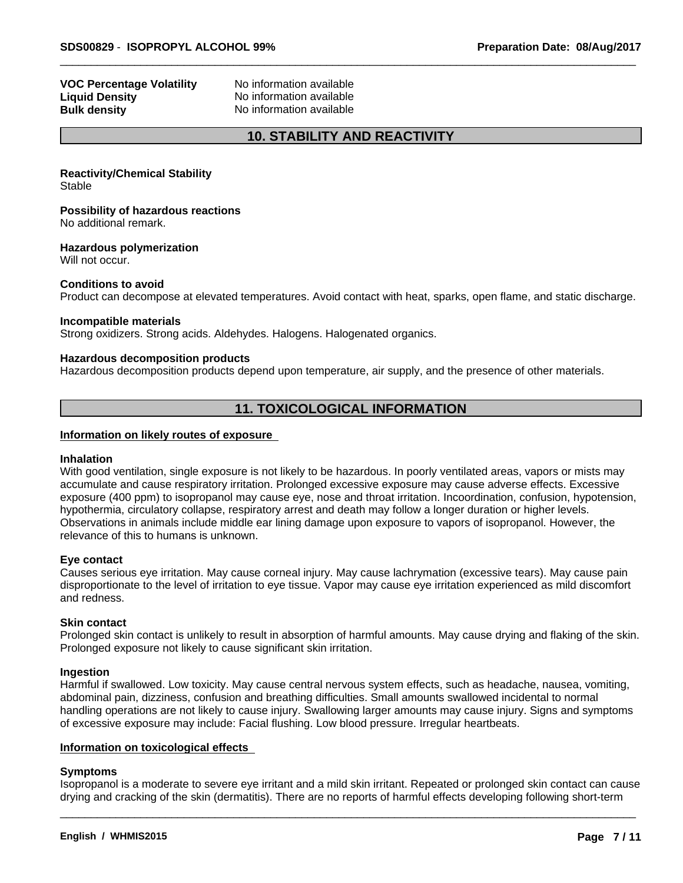| | |
|---|---|
| **VOC Percentage Volatility** | No information available |
| **Liquid Density** | No information available |
| **Bulk density** | No information available |

## 10. STABILITY AND REACTIVITY

**Reactivity/Chemical Stability**
Stable

**Possibility of hazardous reactions**
No additional remark.

**Hazardous polymerization**
Will not occur.

**Conditions to avoid**
Product can decompose at elevated temperatures. Avoid contact with heat, sparks, open flame, and static discharge.

**Incompatible materials**
Strong oxidizers. Strong acids. Aldehydes. Halogens. Halogenated organics.

**Hazardous decomposition products**
Hazardous decomposition products depend upon temperature, air supply, and the presence of other materials.

## 11. TOXICOLOGICAL INFORMATION

**Information on likely routes of exposure**

**Inhalation**
With good ventilation, single exposure is not likely to be hazardous. In poorly ventilated areas, vapors or mists may accumulate and cause respiratory irritation. Prolonged excessive exposure may cause adverse effects. Excessive exposure (400 ppm) to isopropanol may cause eye, nose and throat irritation. Incoordination, confusion, hypotension, hypothermia, circulatory collapse, respiratory arrest and death may follow a longer duration or higher levels. Observations in animals include middle ear lining damage upon exposure to vapors of isopropanol. However, the relevance of this to humans is unknown.

**Eye contact**
Causes serious eye irritation. May cause corneal injury. May cause lachrymation (excessive tears). May cause pain disproportionate to the level of irritation to eye tissue. Vapor may cause eye irritation experienced as mild discomfort and redness.

**Skin contact**
Prolonged skin contact is unlikely to result in absorption of harmful amounts. May cause drying and flaking of the skin. Prolonged exposure not likely to cause significant skin irritation.

**Ingestion**
Harmful if swallowed. Low toxicity. May cause central nervous system effects, such as headache, nausea, vomiting, abdominal pain, dizziness, confusion and breathing difficulties. Small amounts swallowed incidental to normal handling operations are not likely to cause injury. Swallowing larger amounts may cause injury. Signs and symptoms of excessive exposure may include: Facial flushing. Low blood pressure. Irregular heartbeats.

**Information on toxicological effects**

**Symptoms**
Isopropanol is a moderate to severe eye irritant and a mild skin irritant. Repeated or prolonged skin contact can cause drying and cracking of the skin (dermatitis). There are no reports of harmful effects developing following short-term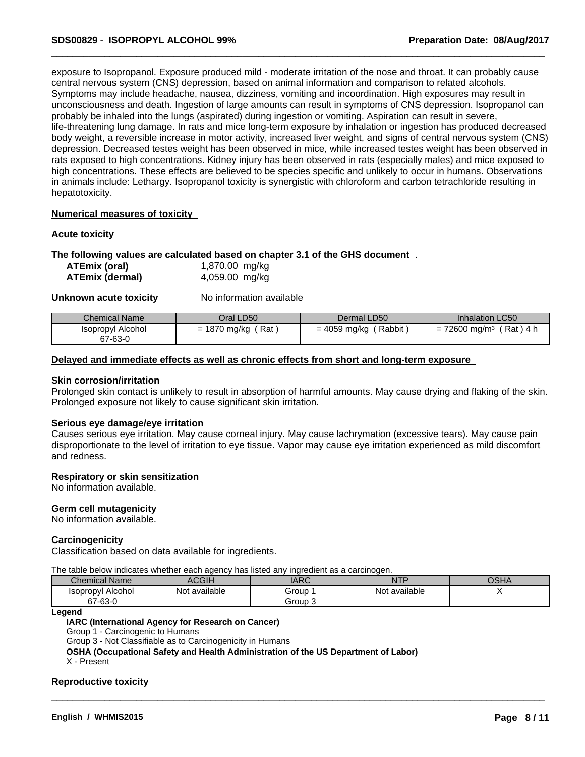exposure to Isopropanol. Exposure produced mild - moderate irritation of the nose and throat. It can probably cause central nervous system (CNS) depression, based on animal information and comparison to related alcohols. Symptoms may include headache, nausea, dizziness, vomiting and incoordination. High exposures may result in unconsciousness and death. Ingestion of large amounts can result in symptoms of CNS depression. Isopropanol can probably be inhaled into the lungs (aspirated) during ingestion or vomiting. Aspiration can result in severe, life-threatening lung damage. In rats and mice long-term exposure by inhalation or ingestion has produced decreased body weight, a reversible increase in motor activity, increased liver weight, and signs of central nervous system (CNS) depression. Decreased testes weight has been observed in mice, while increased testes weight has been observed in rats exposed to high concentrations. Kidney injury has been observed in rats (especially males) and mice exposed to high concentrations. These effects are believed to be species specific and unlikely to occur in humans. Observations in animals include: Lethargy. Isopropanol toxicity is synergistic with chloroform and carbon tetrachloride resulting in hepatotoxicity.

**Numerical measures of toxicity**

**Acute toxicity**

**The following values are calculated based on chapter 3.1 of the GHS document** .

| | |
|---|---|
| **ATEmix (oral)** | 1,870.00 mg/kg |
| **ATEmix (dermal)** | 4,059.00 mg/kg |

**Unknown acute toxicity** No information available

| Chemical Name | Oral LD50 | Dermal LD50 | Inhalation LC50 |
|---|---|---|---|
| Isopropyl Alcohol 67-63-0 | = 1870 mg/kg ( Rat ) | = 4059 mg/kg ( Rabbit ) | = 72600 mg/m³ ( Rat ) 4 h |

**Delayed and immediate effects as well as chronic effects from short and long-term exposure**

**Skin corrosion/irritation**
Prolonged skin contact is unlikely to result in absorption of harmful amounts. May cause drying and flaking of the skin. Prolonged exposure not likely to cause significant skin irritation.

**Serious eye damage/eye irritation**
Causes serious eye irritation. May cause corneal injury. May cause lachrymation (excessive tears). May cause pain disproportionate to the level of irritation to eye tissue. Vapor may cause eye irritation experienced as mild discomfort and redness.

**Respiratory or skin sensitization**
No information available.

**Germ cell mutagenicity**
No information available.

**Carcinogenicity**
Classification based on data available for ingredients.

The table below indicates whether each agency has listed any ingredient as a carcinogen.

| Chemical Name | ACGIH | IARC | NTP | OSHA |
|---|---|---|---|---|
| Isopropyl Alcohol 67-63-0 | Not available | Group 1 Group 3 | Not available | X |

**Legend**

**IARC (International Agency for Research on Cancer)**
Group 1 - Carcinogenic to Humans
Group 3 - Not Classifiable as to Carcinogenicity in Humans
**OSHA (Occupational Safety and Health Administration of the US Department of Labor)**
X - Present

**Reproductive toxicity**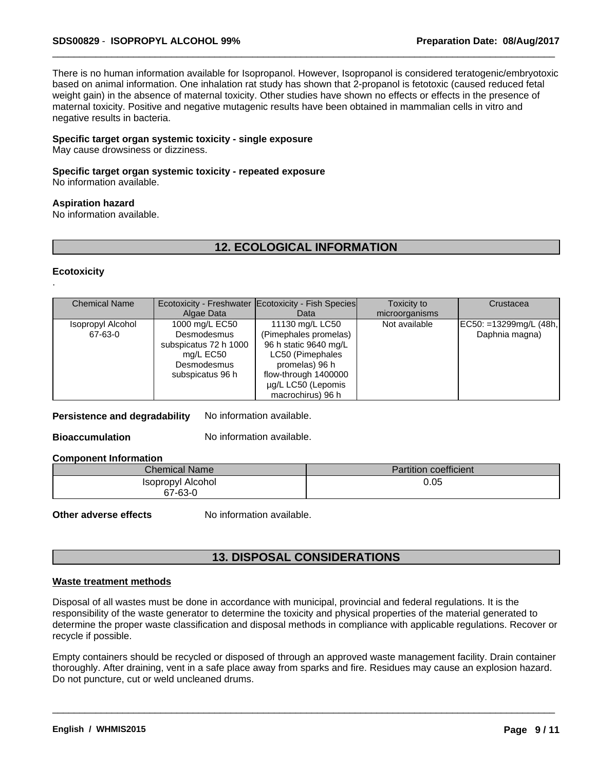There is no human information available for Isopropanol. However, Isopropanol is considered teratogenic/embryotoxic based on animal information. One inhalation rat study has shown that 2-propanol is fetotoxic (caused reduced fetal weight gain) in the absence of maternal toxicity. Other studies have shown no effects or effects in the presence of maternal toxicity. Positive and negative mutagenic results have been obtained in mammalian cells in vitro and negative results in bacteria.

**Specific target organ systemic toxicity - single exposure**
May cause drowsiness or dizziness.

**Specific target organ systemic toxicity - repeated exposure**
No information available.

**Aspiration hazard**
No information available.

## 12. ECOLOGICAL INFORMATION

**Ecotoxicity**
.

| Chemical Name | Ecotoxicity - Freshwater Algae Data | Ecotoxicity - Fish Species Data | Toxicity to microorganisms | Crustacea |
|---|---|---|---|---|
| Isopropyl Alcohol 67-63-0 | 1000 mg/L EC50 Desmodesmus subspicatus 72 h 1000 mg/L EC50 Desmodesmus subspicatus 96 h | 11130 mg/L LC50 (Pimephales promelas) 96 h static 9640 mg/L LC50 (Pimephales promelas) 96 h flow-through 1400000 µg/L LC50 (Lepomis macrochirus) 96 h | Not available | EC50: =13299mg/L (48h, Daphnia magna) |

**Persistence and degradability** No information available.

**Bioaccumulation** No information available.

**Component Information**

| Chemical Name | Partition coefficient |
|---|---|
| Isopropyl Alcohol 67-63-0 | 0.05 |

**Other adverse effects** No information available.

## 13. DISPOSAL CONSIDERATIONS

**Waste treatment methods**

Disposal of all wastes must be done in accordance with municipal, provincial and federal regulations. It is the responsibility of the waste generator to determine the toxicity and physical properties of the material generated to determine the proper waste classification and disposal methods in compliance with applicable regulations. Recover or recycle if possible.

Empty containers should be recycled or disposed of through an approved waste management facility. Drain container thoroughly. After draining, vent in a safe place away from sparks and fire. Residues may cause an explosion hazard. Do not puncture, cut or weld uncleaned drums.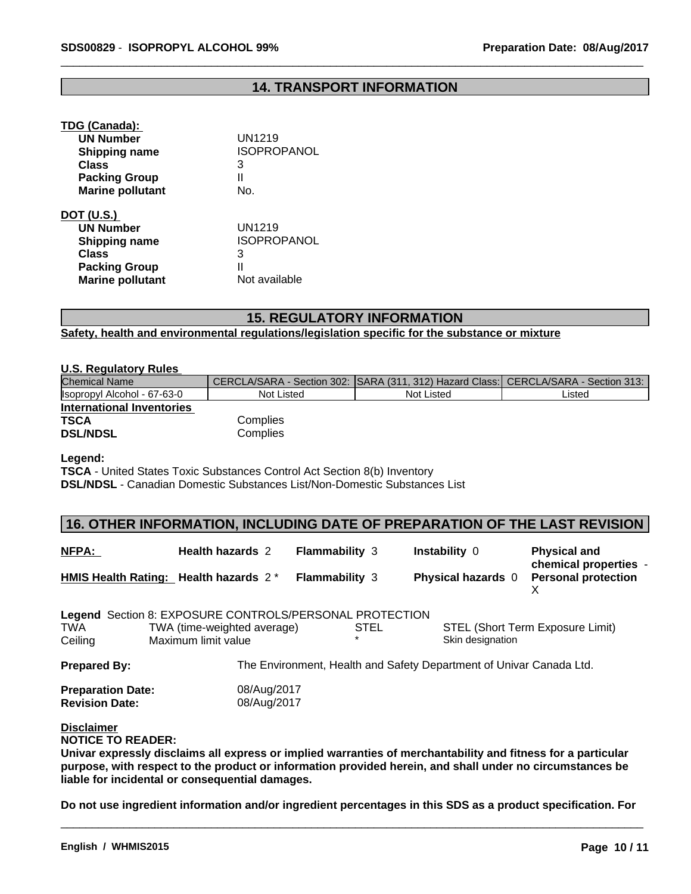## 14. TRANSPORT INFORMATION

**TDG (Canada):**

| | |
|---|---|
| **UN Number** | UN1219 |
| **Shipping name** | ISOPROPANOL |
| **Class** | 3 |
| **Packing Group** | II |
| **Marine pollutant** | No. |

**DOT (U.S.)**

| | |
|---|---|
| **UN Number** | UN1219 |
| **Shipping name** | ISOPROPANOL |
| **Class** | 3 |
| **Packing Group** | II |
| **Marine pollutant** | Not available |

## 15. REGULATORY INFORMATION

**Safety, health and environmental regulations/legislation specific for the substance or mixture**

**U.S. Regulatory Rules**

| Chemical Name | CERCLA/SARA - Section 302: | SARA (311, 312) Hazard Class: | CERCLA/SARA - Section 313: |
|---|---|---|---|
| Isopropyl Alcohol - 67-63-0 | Not Listed | Not Listed | Listed |

**International Inventories**

| | |
|---|---|
| **TSCA** | Complies |
| **DSL/NDSL** | Complies |

**Legend:**

**TSCA** - United States Toxic Substances Control Act Section 8(b) Inventory
**DSL/NDSL** - Canadian Domestic Substances List/Non-Domestic Substances List

## 16. OTHER INFORMATION, INCLUDING DATE OF PREPARATION OF THE LAST REVISION

| | | | | |
|---|---|---|---|---|
| **NFPA:** | **Health hazards** 2 | **Flammability** 3 | **Instability** 0 | **Physical and chemical properties** - |
| **HMIS Health Rating:** | **Health hazards** 2 * | **Flammability** 3 | **Physical hazards** 0 | **Personal protection** X |

**Legend** Section 8: EXPOSURE CONTROLS/PERSONAL PROTECTION

| | | | |
|---|---|---|---|
| TWA | TWA (time-weighted average) | STEL | STEL (Short Term Exposure Limit) |
| Ceiling | Maximum limit value | * | Skin designation |

**Prepared By:** The Environment, Health and Safety Department of Univar Canada Ltd.

**Preparation Date:** 08/Aug/2017
**Revision Date:** 08/Aug/2017

**Disclaimer**

**NOTICE TO READER:**

**Univar expressly disclaims all express or implied warranties of merchantability and fitness for a particular purpose, with respect to the product or information provided herein, and shall under no circumstances be liable for incidental or consequential damages.**

**Do not use ingredient information and/or ingredient percentages in this SDS as a product specification. For**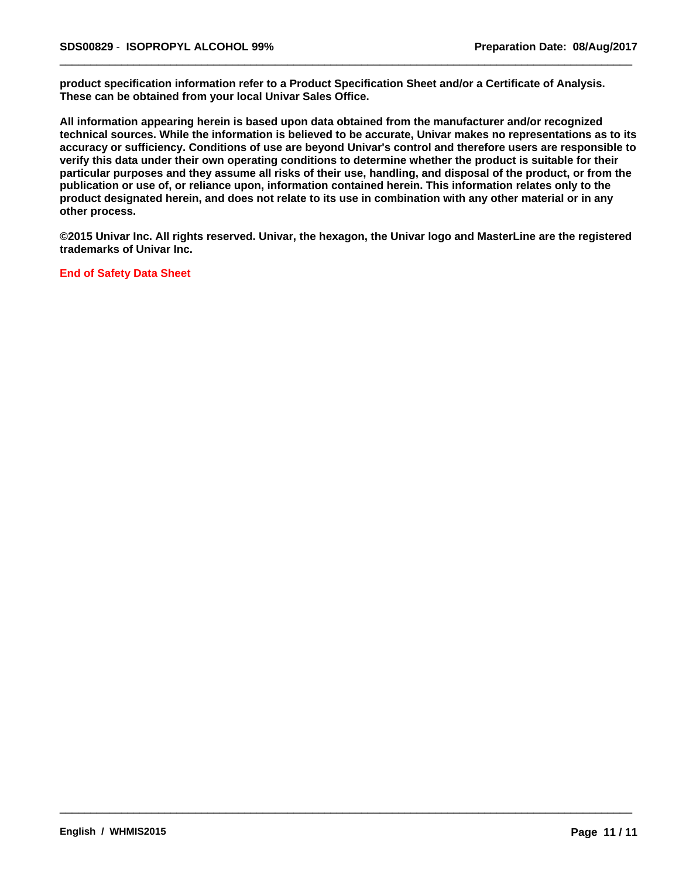**product specification information refer to a Product Specification Sheet and/or a Certificate of Analysis. These can be obtained from your local Univar Sales Office.**

**All information appearing herein is based upon data obtained from the manufacturer and/or recognized technical sources. While the information is believed to be accurate, Univar makes no representations as to its accuracy or sufficiency. Conditions of use are beyond Univar's control and therefore users are responsible to verify this data under their own operating conditions to determine whether the product is suitable for their particular purposes and they assume all risks of their use, handling, and disposal of the product, or from the publication or use of, or reliance upon, information contained herein. This information relates only to the product designated herein, and does not relate to its use in combination with any other material or in any other process.**

**©2015 Univar Inc. All rights reserved. Univar, the hexagon, the Univar logo and MasterLine are the registered trademarks of Univar Inc.**

**End of Safety Data Sheet**